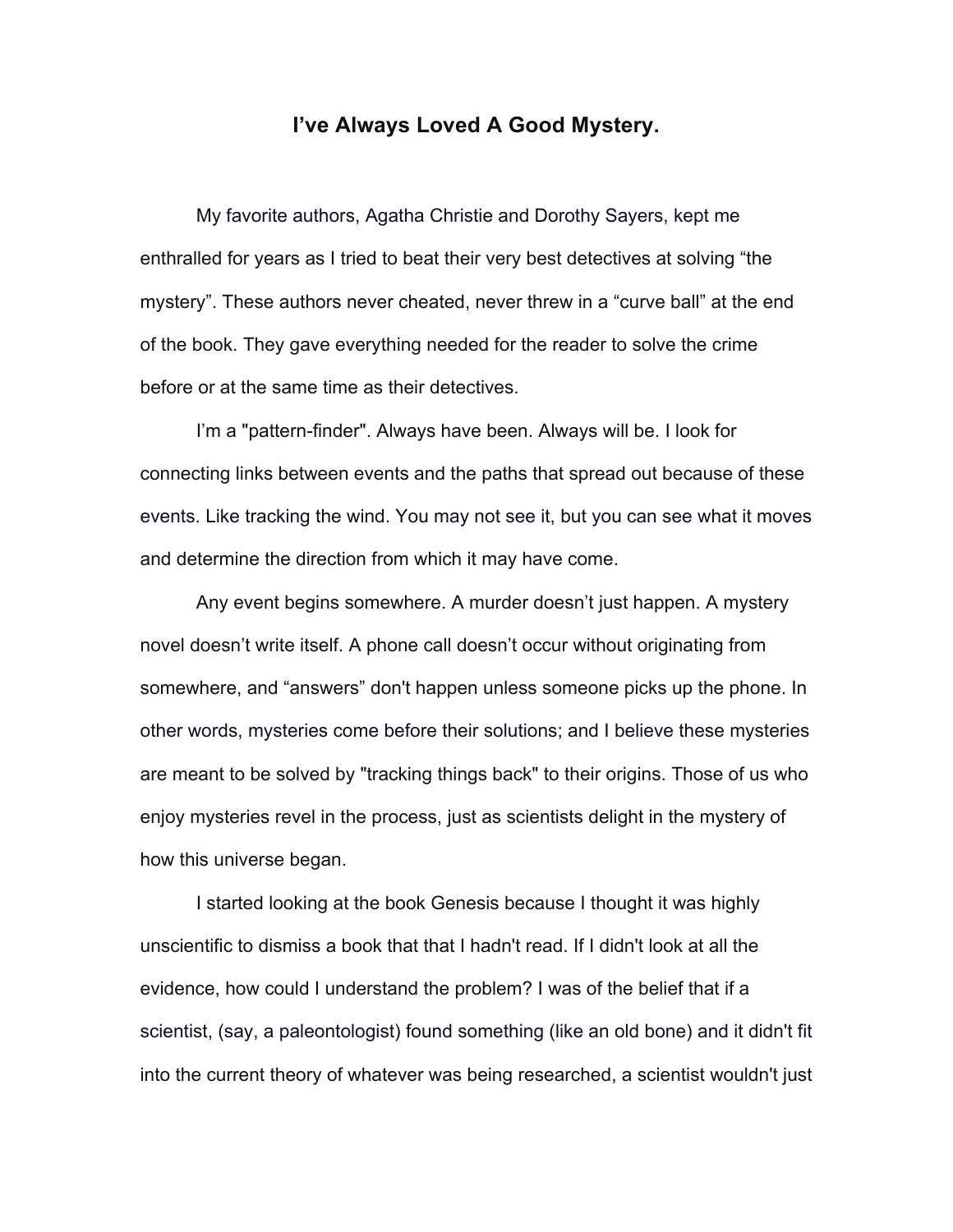# I've Always Loved A Good Mystery.

My favorite authors, Agatha Christie and Dorothy Sayers, kept me enthralled for years as I tried to beat their very best detectives at solving "the mystery". These authors never cheated, never threw in a "curve ball" at the end of the book. They gave everything needed for the reader to solve the crime before or at the same time as their detectives.

I'm a "pattern-finder". Always have been. Always will be. I look for connecting links between events and the paths that spread out because of these events. Like tracking the wind. You may not see it, but you can see what it moves and determine the direction from which it may have come.

Any event begins somewhere. A murder doesn't just happen. A mystery novel doesn't write itself. A phone call doesn't occur without originating from somewhere, and "answers" don't happen unless someone picks up the phone. In other words, mysteries come before their solutions; and I believe these mysteries are meant to be solved by "tracking things back" to their origins. Those of us who enjoy mysteries revel in the process, just as scientists delight in the mystery of how this universe began.

I started looking at the book Genesis because I thought it was highly unscientific to dismiss a book that that I hadn't read. If I didn't look at all the evidence, how could I understand the problem? I was of the belief that if a scientist, (say, a paleontologist) found something (like an old bone) and it didn't fit into the current theory of whatever was being researched, a scientist wouldn't just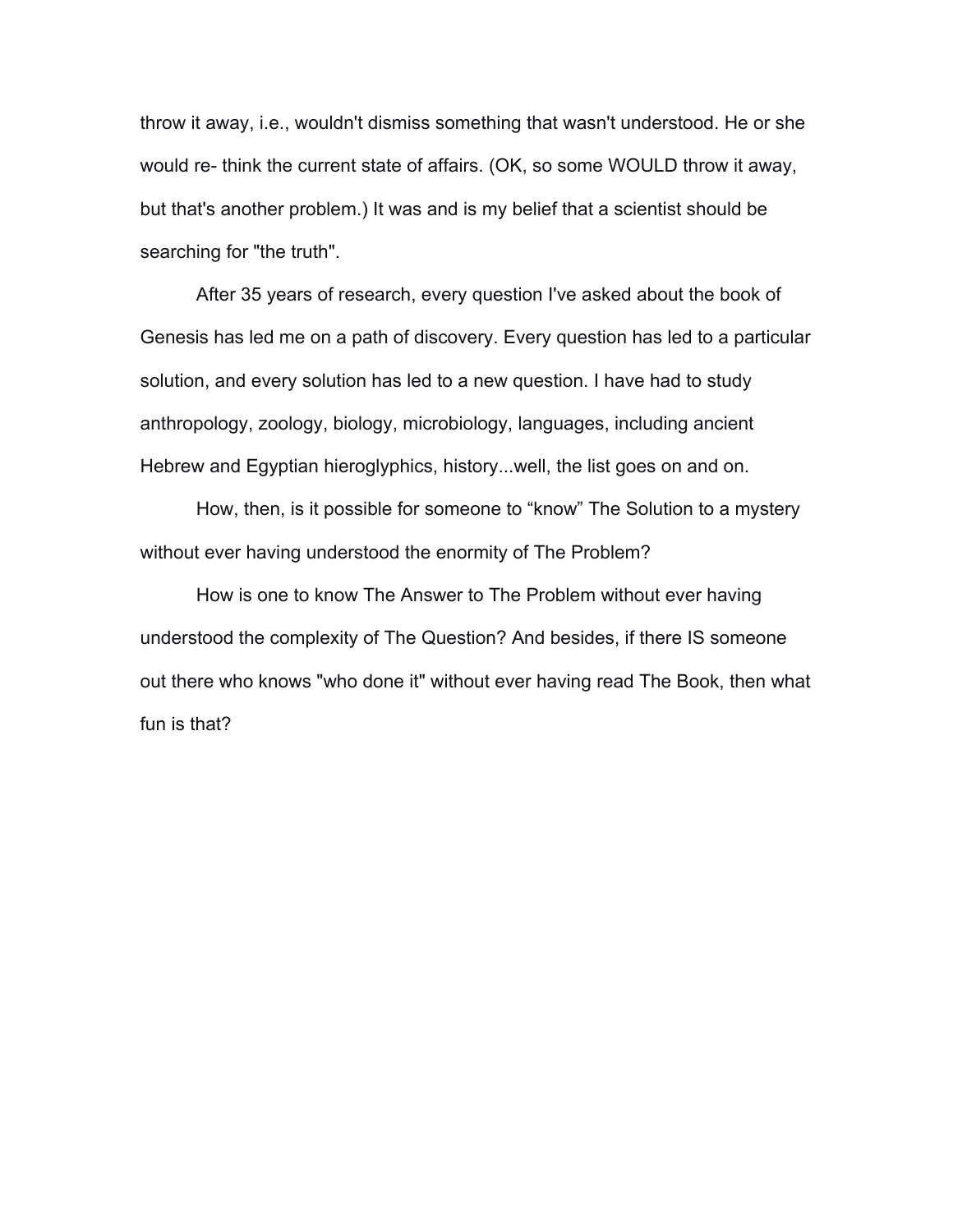throw it away, i.e., wouldn't dismiss something that wasn't understood. He or she would re- think the current state of affairs. (OK, so some WOULD throw it away, but that's another problem.) It was and is my belief that a scientist should be searching for "the truth".

After 35 years of research, every question I've asked about the book of Genesis has led me on a path of discovery. Every question has led to a particular solution, and every solution has led to a new question. I have had to study anthropology, zoology, biology, microbiology, languages, including ancient Hebrew and Egyptian hieroglyphics, history...well, the list goes on and on.

How, then, is it possible for someone to “know” The Solution to a mystery without ever having understood the enormity of The Problem?

How is one to know The Answer to The Problem without ever having understood the complexity of The Question? And besides, if there IS someone out there who knows "who done it" without ever having read The Book, then what fun is that?